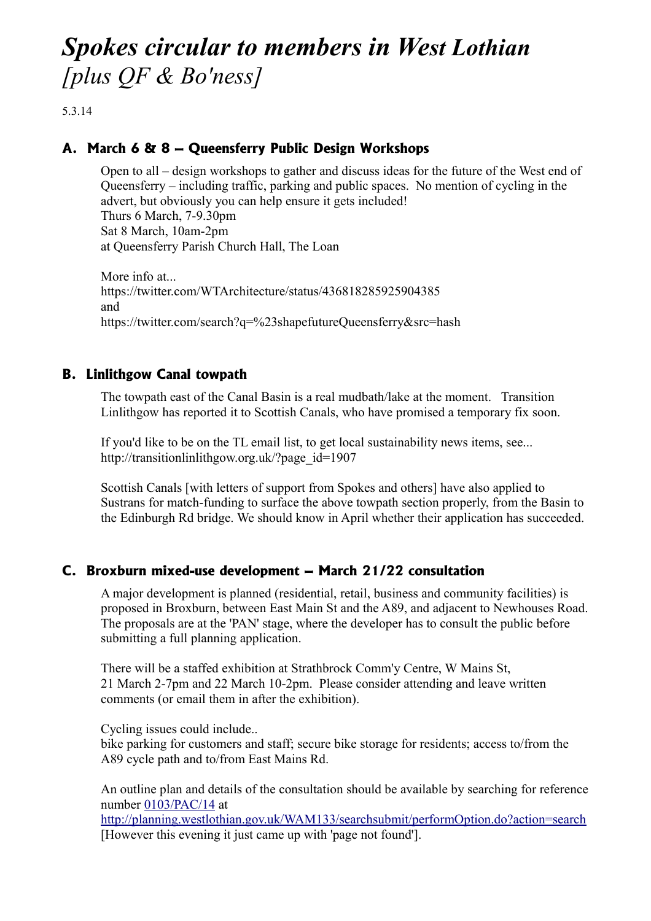# *Spokes circular to members in West Lothian [plus QF & Bo'ness]*

5.3.14

## A. March 6 & 8 – Queensferry Public Design Workshops

Open to all – design workshops to gather and discuss ideas for the future of the West end of Queensferry – including traffic, parking and public spaces. No mention of cycling in the advert, but obviously you can help ensure it gets included!
Thurs 6 March, 7-9.30pm
Sat 8 March, 10am-2pm
at Queensferry Parish Church Hall, The Loan

More info at...
https://twitter.com/WTArchitecture/status/436818285925904385
and
https://twitter.com/search?q=%23shapefutureQueensferry&src=hash

## B. Linlithgow Canal towpath

The towpath east of the Canal Basin is a real mudbath/lake at the moment. Transition Linlithgow has reported it to Scottish Canals, who have promised a temporary fix soon.

If you'd like to be on the TL email list, to get local sustainability news items, see...
http://transitionlinlithgow.org.uk/?page_id=1907

Scottish Canals [with letters of support from Spokes and others] have also applied to Sustrans for match-funding to surface the above towpath section properly, from the Basin to the Edinburgh Rd bridge. We should know in April whether their application has succeeded.

## C. Broxburn mixed-use development – March 21/22 consultation

A major development is planned (residential, retail, business and community facilities) is proposed in Broxburn, between East Main St and the A89, and adjacent to Newhouses Road. The proposals are at the 'PAN' stage, where the developer has to consult the public before submitting a full planning application.

There will be a staffed exhibition at Strathbrock Comm'y Centre, W Mains St,
21 March 2-7pm and 22 March 10-2pm. Please consider attending and leave written comments (or email them in after the exhibition).

Cycling issues could include..
bike parking for customers and staff; secure bike storage for residents; access to/from the A89 cycle path and to/from East Mains Rd.

An outline plan and details of the consultation should be available by searching for reference number 0103/PAC/14 at
http://planning.westlothian.gov.uk/WAM133/searchsubmit/performOption.do?action=search
[However this evening it just came up with 'page not found'].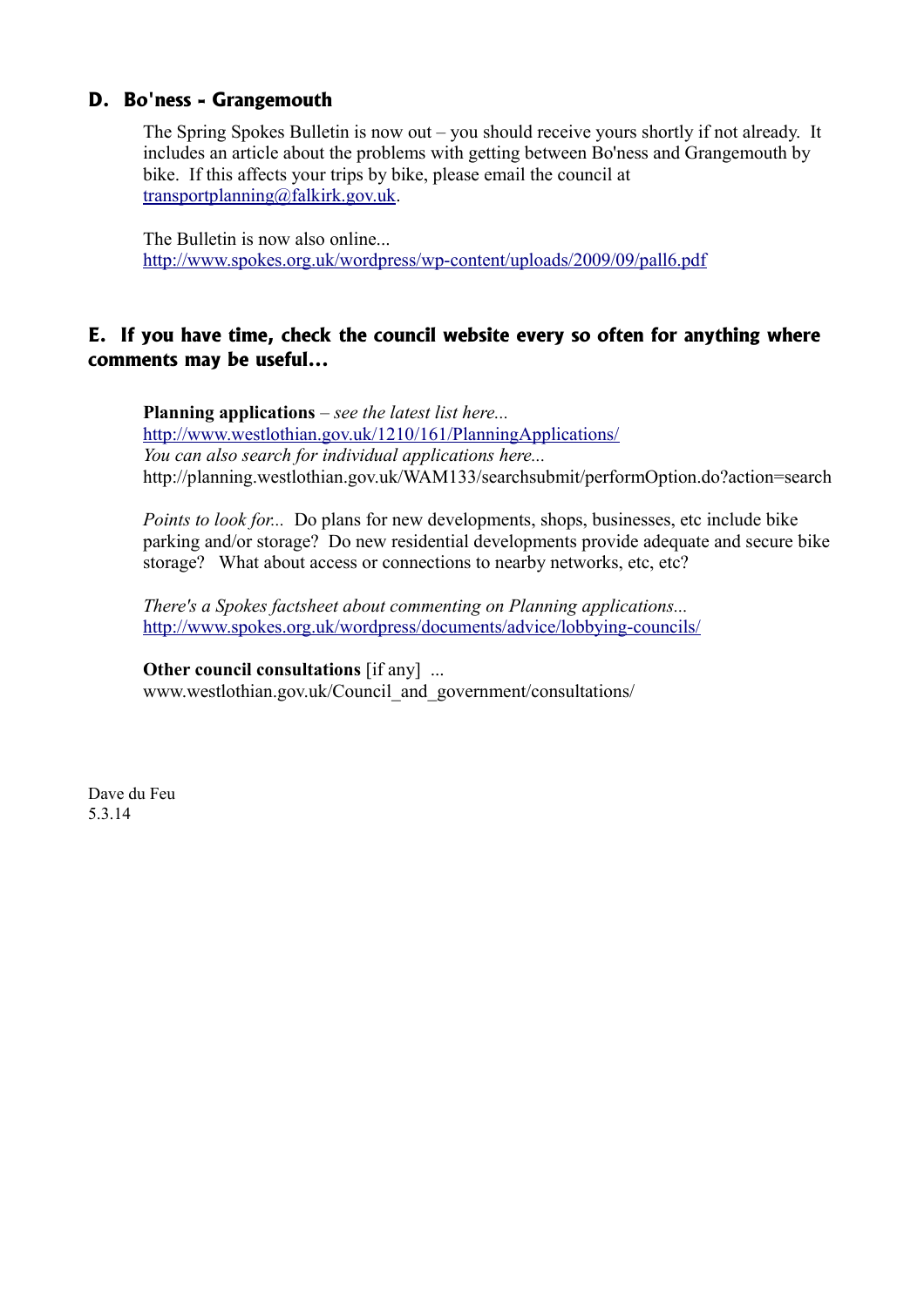## D. Bo'ness - Grangemouth

The Spring Spokes Bulletin is now out – you should receive yours shortly if not already. It includes an article about the problems with getting between Bo'ness and Grangemouth by bike. If this affects your trips by bike, please email the council at transportplanning@falkirk.gov.uk.

The Bulletin is now also online...
http://www.spokes.org.uk/wordpress/wp-content/uploads/2009/09/pall6.pdf

## E. If you have time, check the council website every so often for anything where comments may be useful...

**Planning applications** – *see the latest list here...*
http://www.westlothian.gov.uk/1210/161/PlanningApplications/
*You can also search for individual applications here...*
http://planning.westlothian.gov.uk/WAM133/searchsubmit/performOption.do?action=search

*Points to look for...* Do plans for new developments, shops, businesses, etc include bike parking and/or storage? Do new residential developments provide adequate and secure bike storage? What about access or connections to nearby networks, etc, etc?

*There's a Spokes factsheet about commenting on Planning applications...*
http://www.spokes.org.uk/wordpress/documents/advice/lobbying-councils/

**Other council consultations** [if any] ...
www.westlothian.gov.uk/Council_and_government/consultations/

Dave du Feu
5.3.14